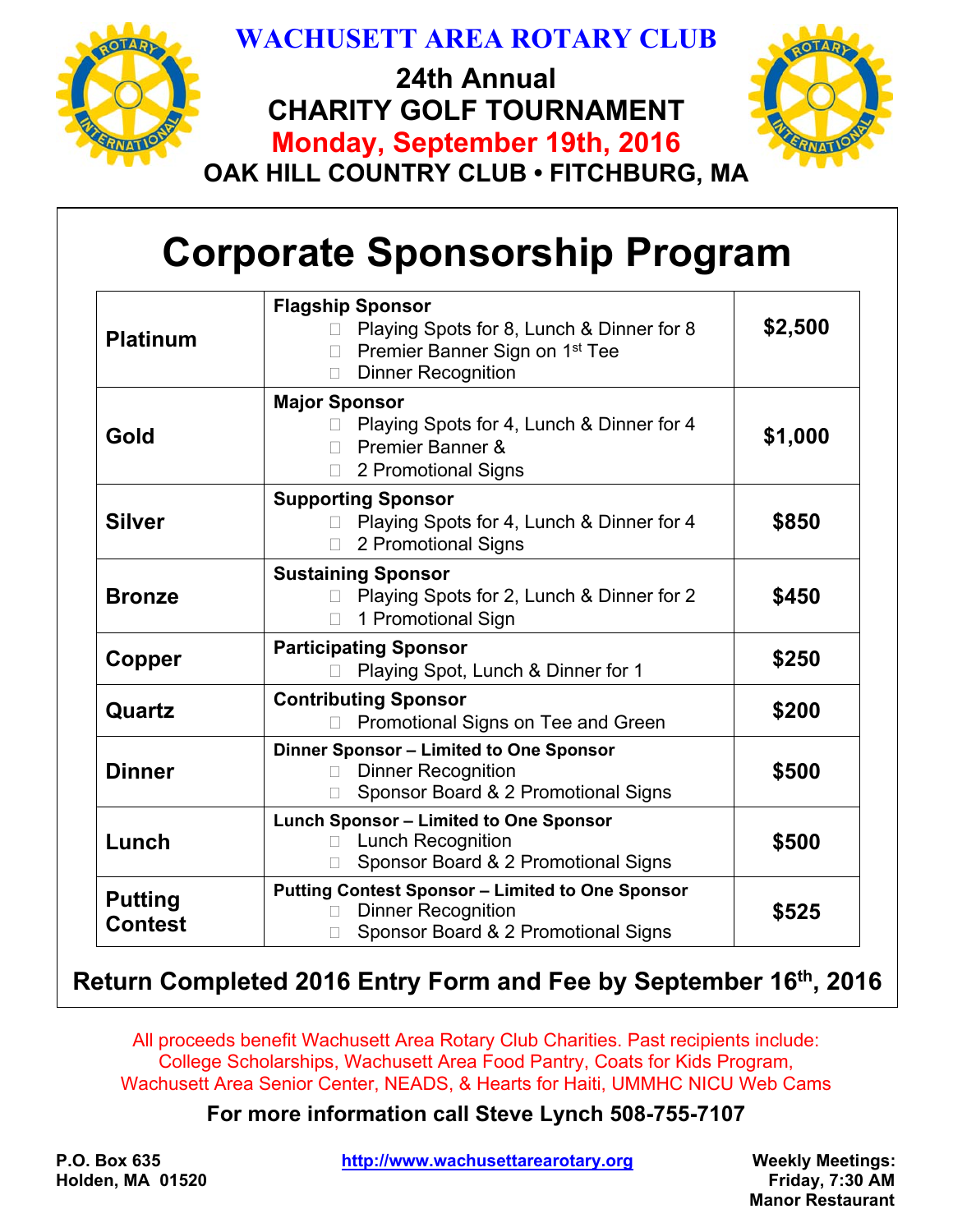# WACHUSETT AREA ROTARY CLUB

## 24th Annual
## CHARITY GOLF TOURNAMENT
## Monday, September 19th, 2016
## OAK HILL COUNTRY CLUB • FITCHBURG, MA

# Corporate Sponsorship Program

| Level | Sponsorship | Price |
|---|---|---|
| **Platinum** | **Flagship Sponsor**<br>☐ Playing Spots for 8, Lunch & Dinner for 8<br>☐ Premier Banner Sign on 1st Tee<br>☐ Dinner Recognition | **$2,500** |
| **Gold** | **Major Sponsor**<br>☐ Playing Spots for 4, Lunch & Dinner for 4<br>☐ Premier Banner &<br>☐ 2 Promotional Signs | **$1,000** |
| **Silver** | **Supporting Sponsor**<br>☐ Playing Spots for 4, Lunch & Dinner for 4<br>☐ 2 Promotional Signs | **$850** |
| **Bronze** | **Sustaining Sponsor**<br>☐ Playing Spots for 2, Lunch & Dinner for 2<br>☐ 1 Promotional Sign | **$450** |
| **Copper** | **Participating Sponsor**<br>☐ Playing Spot, Lunch & Dinner for 1 | **$250** |
| **Quartz** | **Contributing Sponsor**<br>☐ Promotional Signs on Tee and Green | **$200** |
| **Dinner** | **Dinner Sponsor – Limited to One Sponsor**<br>☐ Dinner Recognition<br>☐ Sponsor Board & 2 Promotional Signs | **$500** |
| **Lunch** | **Lunch Sponsor – Limited to One Sponsor**<br>☐ Lunch Recognition<br>☐ Sponsor Board & 2 Promotional Signs | **$500** |
| **Putting Contest** | **Putting Contest Sponsor – Limited to One Sponsor**<br>☐ Dinner Recognition<br>☐ Sponsor Board & 2 Promotional Signs | **$525** |

**Return Completed 2016 Entry Form and Fee by September 16th, 2016**

All proceeds benefit Wachusett Area Rotary Club Charities. Past recipients include: College Scholarships, Wachusett Area Food Pantry, Coats for Kids Program, Wachusett Area Senior Center, NEADS, & Hearts for Haiti, UMMHC NICU Web Cams

**For more information call Steve Lynch 508-755-7107**

**P.O. Box 635**
**Holden, MA 01520**

http://www.wachusettarearotary.org

**Weekly Meetings:**
**Friday, 7:30 AM**
**Manor Restaurant**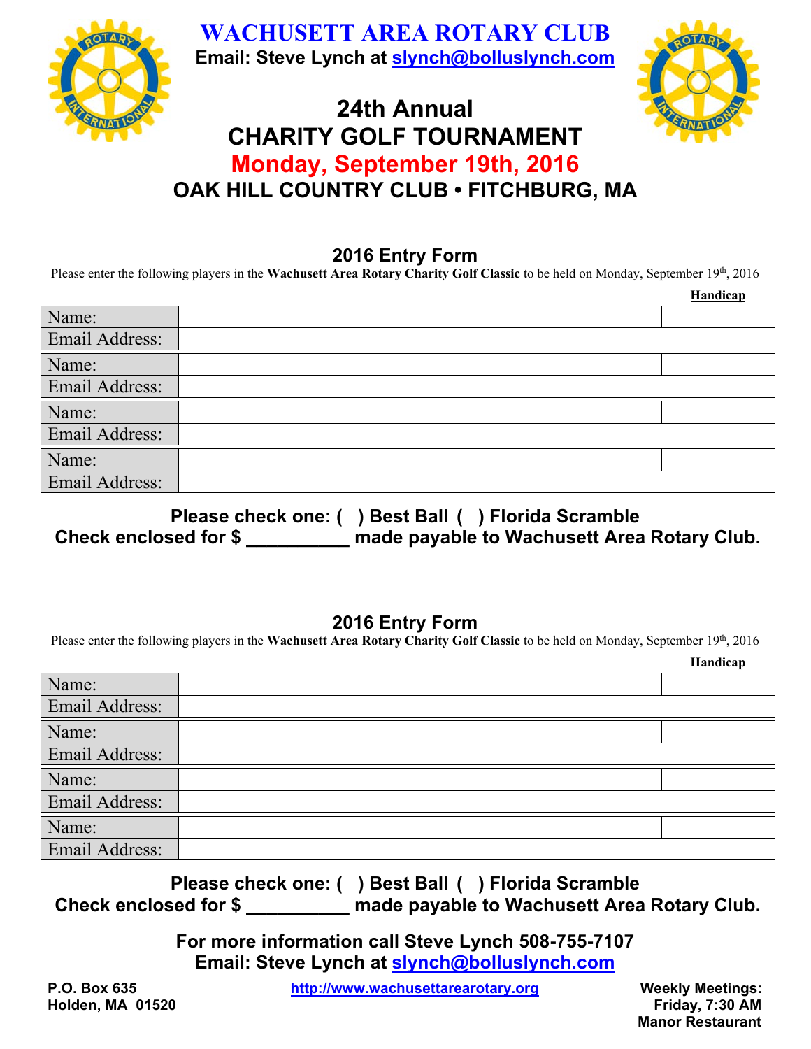# WACHUSETT AREA ROTARY CLUB

**Email: Steve Lynch at slynch@bolluslynch.com**

## 24th Annual
## CHARITY GOLF TOURNAMENT
## Monday, September 19th, 2016
## OAK HILL COUNTRY CLUB • FITCHBURG, MA

### 2016 Entry Form

Please enter the following players in the **Wachusett Area Rotary Charity Golf Classic** to be held on Monday, September 19th, 2016

| | | Handicap |
|---|---|---|
| Name: | | |
| Email Address: | | |
| Name: | | |
| Email Address: | | |
| Name: | | |
| Email Address: | | |
| Name: | | |
| Email Address: | | |

**Please check one: (   ) Best Ball (   ) Florida Scramble**

**Check enclosed for $ __________ made payable to Wachusett Area Rotary Club.**

### 2016 Entry Form

Please enter the following players in the **Wachusett Area Rotary Charity Golf Classic** to be held on Monday, September 19th, 2016

| | | Handicap |
|---|---|---|
| Name: | | |
| Email Address: | | |
| Name: | | |
| Email Address: | | |
| Name: | | |
| Email Address: | | |
| Name: | | |
| Email Address: | | |

**Please check one: (   ) Best Ball (   ) Florida Scramble**

**Check enclosed for $ __________ made payable to Wachusett Area Rotary Club.**

**For more information call Steve Lynch 508-755-7107**

**Email: Steve Lynch at slynch@bolluslynch.com**

**P.O. Box 635**
**Holden, MA 01520**

http://www.wachusettarearotary.org

**Weekly Meetings:**
**Friday, 7:30 AM**
**Manor Restaurant**